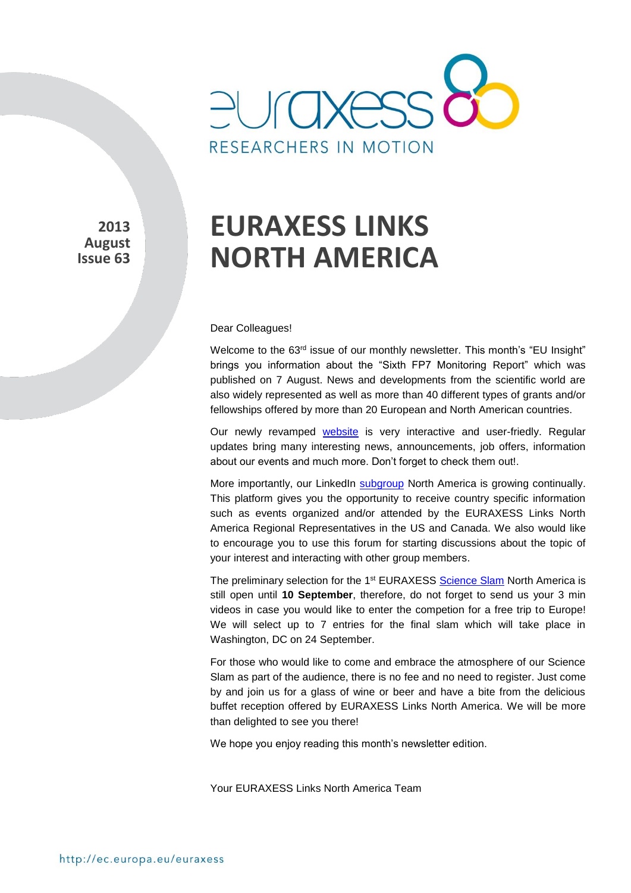euraxess
RESEARCHERS IN MOTION

2013
August
Issue 63

# EURAXESS LINKS NORTH AMERICA

Dear Colleagues!

Welcome to the 63rd issue of our monthly newsletter. This month's "EU Insight" brings you information about the "Sixth FP7 Monitoring Report" which was published on 7 August. News and developments from the scientific world are also widely represented as well as more than 40 different types of grants and/or fellowships offered by more than 20 European and North American countries.

Our newly revamped website is very interactive and user-friedly. Regular updates bring many interesting news, announcements, job offers, information about our events and much more. Don't forget to check them out!.

More importantly, our LinkedIn subgroup North America is growing continually. This platform gives you the opportunity to receive country specific information such as events organized and/or attended by the EURAXESS Links North America Regional Representatives in the US and Canada. We also would like to encourage you to use this forum for starting discussions about the topic of your interest and interacting with other group members.

The preliminary selection for the 1st EURAXESS Science Slam North America is still open until **10 September**, therefore, do not forget to send us your 3 min videos in case you would like to enter the competion for a free trip to Europe! We will select up to 7 entries for the final slam which will take place in Washington, DC on 24 September.

For those who would like to come and embrace the atmosphere of our Science Slam as part of the audience, there is no fee and no need to register. Just come by and join us for a glass of wine or beer and have a bite from the delicious buffet reception offered by EURAXESS Links North America. We will be more than delighted to see you there!

We hope you enjoy reading this month's newsletter edition.

Your EURAXESS Links North America Team

http://ec.europa.eu/euraxess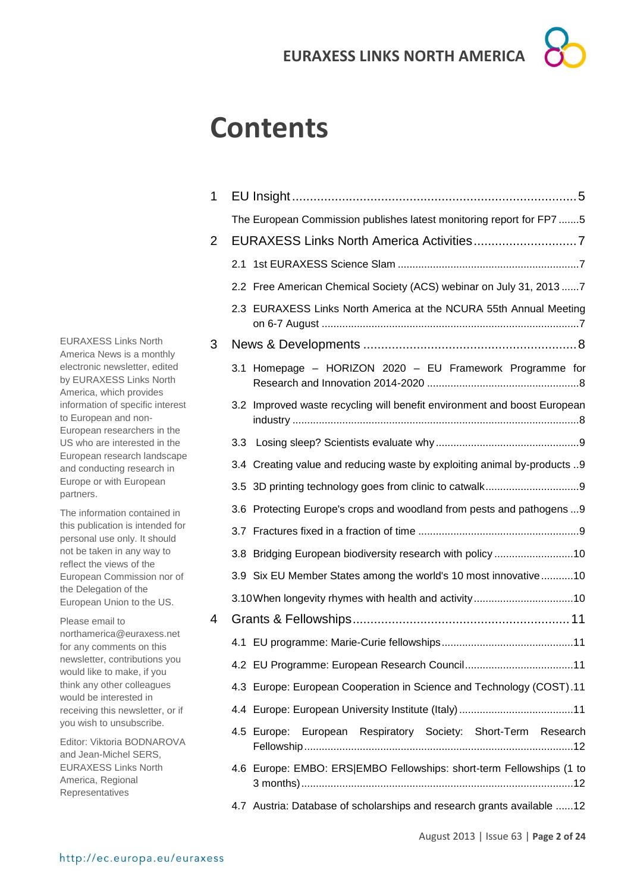# Contents

1 EU Insight ..... 5

The European Commission publishes latest monitoring report for FP7 ..... 5

2 EURAXESS Links North America Activities ..... 7

2.1 1st EURAXESS Science Slam ..... 7

2.2 Free American Chemical Society (ACS) webinar on July 31, 2013 ..... 7

2.3 EURAXESS Links North America at the NCURA 55th Annual Meeting on 6-7 August ..... 7

3 News & Developments ..... 8

3.1 Homepage – HORIZON 2020 – EU Framework Programme for Research and Innovation 2014-2020 ..... 8

3.2 Improved waste recycling will benefit environment and boost European industry ..... 8

3.3 Losing sleep? Scientists evaluate why ..... 9

3.4 Creating value and reducing waste by exploiting animal by-products ..... 9

3.5 3D printing technology goes from clinic to catwalk ..... 9

3.6 Protecting Europe's crops and woodland from pests and pathogens ..... 9

3.7 Fractures fixed in a fraction of time ..... 9

3.8 Bridging European biodiversity research with policy ..... 10

3.9 Six EU Member States among the world's 10 most innovative ..... 10

3.10 When longevity rhymes with health and activity ..... 10

4 Grants & Fellowships ..... 11

4.1 EU programme: Marie-Curie fellowships ..... 11

4.2 EU Programme: European Research Council ..... 11

4.3 Europe: European Cooperation in Science and Technology (COST) ..... 11

4.4 Europe: European University Institute (Italy) ..... 11

4.5 Europe: European Respiratory Society: Short-Term Research Fellowship ..... 12

4.6 Europe: EMBO: ERS|EMBO Fellowships: short-term Fellowships (1 to 3 months) ..... 12

4.7 Austria: Database of scholarships and research grants available ..... 12

EURAXESS Links North America News is a monthly electronic newsletter, edited by EURAXESS Links North America, which provides information of specific interest to European and non-European researchers in the US who are interested in the European research landscape and conducting research in Europe or with European partners.

The information contained in this publication is intended for personal use only. It should not be taken in any way to reflect the views of the European Commission nor of the Delegation of the European Union to the US.

Please email to northamerica@euraxess.net for any comments on this newsletter, contributions you would like to make, if you think any other colleagues would be interested in receiving this newsletter, or if you wish to unsubscribe.

Editor: Viktoria BODNAROVA and Jean-Michel SERS, EURAXESS Links North America, Regional Representatives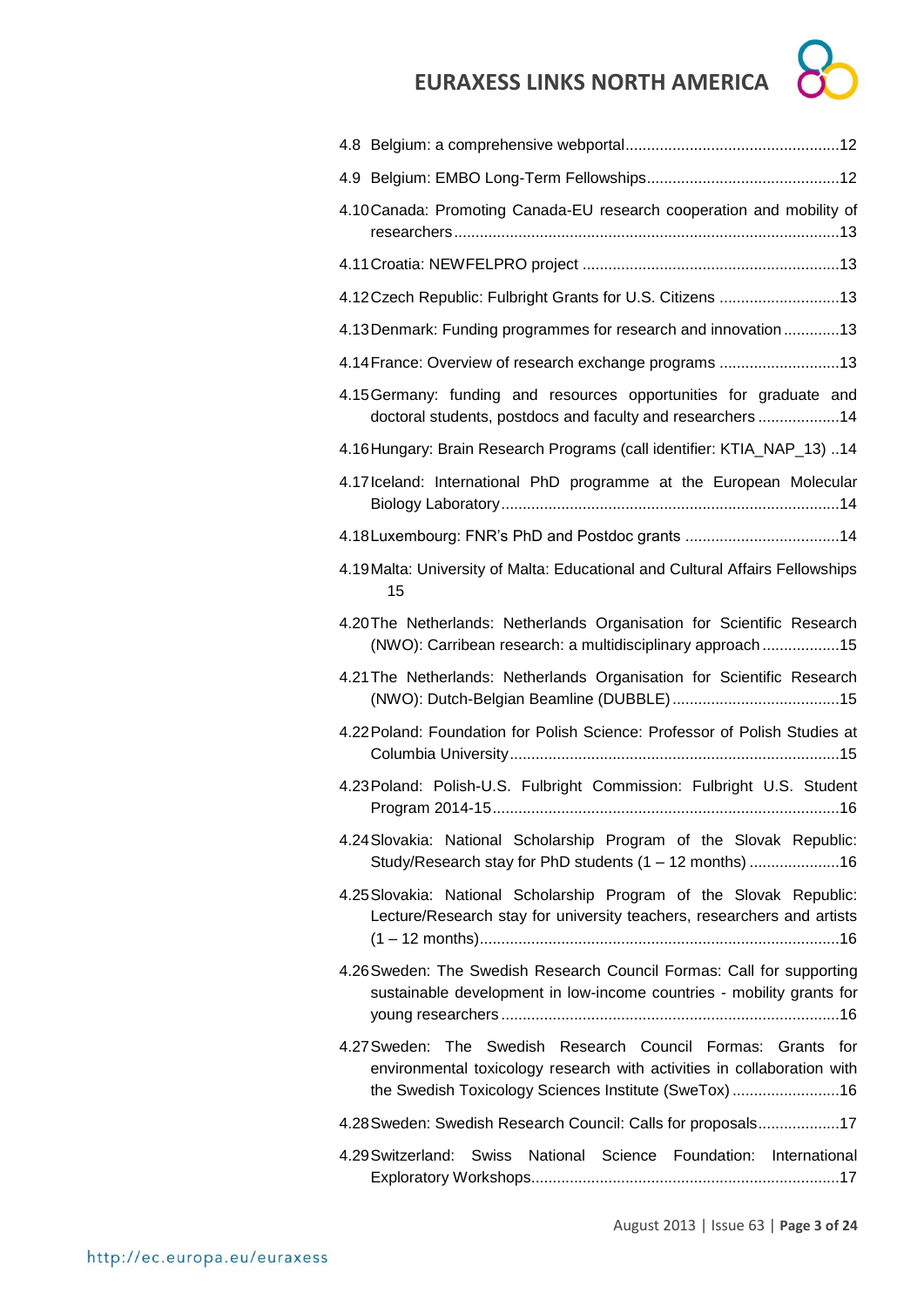4.8 Belgium: a comprehensive webportal ....... 12

4.9 Belgium: EMBO Long-Term Fellowships ....... 12

4.10 Canada: Promoting Canada-EU research cooperation and mobility of researchers ....... 13

4.11 Croatia: NEWFELPRO project ....... 13

4.12 Czech Republic: Fulbright Grants for U.S. Citizens ....... 13

4.13 Denmark: Funding programmes for research and innovation ....... 13

4.14 France: Overview of research exchange programs ....... 13

4.15 Germany: funding and resources opportunities for graduate and doctoral students, postdocs and faculty and researchers ....... 14

4.16 Hungary: Brain Research Programs (call identifier: KTIA_NAP_13) ....... 14

4.17 Iceland: International PhD programme at the European Molecular Biology Laboratory ....... 14

4.18 Luxembourg: FNR's PhD and Postdoc grants ....... 14

4.19 Malta: University of Malta: Educational and Cultural Affairs Fellowships 15

4.20 The Netherlands: Netherlands Organisation for Scientific Research (NWO): Carribean research: a multidisciplinary approach ....... 15

4.21 The Netherlands: Netherlands Organisation for Scientific Research (NWO): Dutch-Belgian Beamline (DUBBLE) ....... 15

4.22 Poland: Foundation for Polish Science: Professor of Polish Studies at Columbia University ....... 15

4.23 Poland: Polish-U.S. Fulbright Commission: Fulbright U.S. Student Program 2014-15 ....... 16

4.24 Slovakia: National Scholarship Program of the Slovak Republic: Study/Research stay for PhD students (1 – 12 months) ....... 16

4.25 Slovakia: National Scholarship Program of the Slovak Republic: Lecture/Research stay for university teachers, researchers and artists (1 – 12 months) ....... 16

4.26 Sweden: The Swedish Research Council Formas: Call for supporting sustainable development in low-income countries - mobility grants for young researchers ....... 16

4.27 Sweden: The Swedish Research Council Formas: Grants for environmental toxicology research with activities in collaboration with the Swedish Toxicology Sciences Institute (SweTox) ....... 16

4.28 Sweden: Swedish Research Council: Calls for proposals ....... 17

4.29 Switzerland: Swiss National Science Foundation: International Exploratory Workshops ....... 17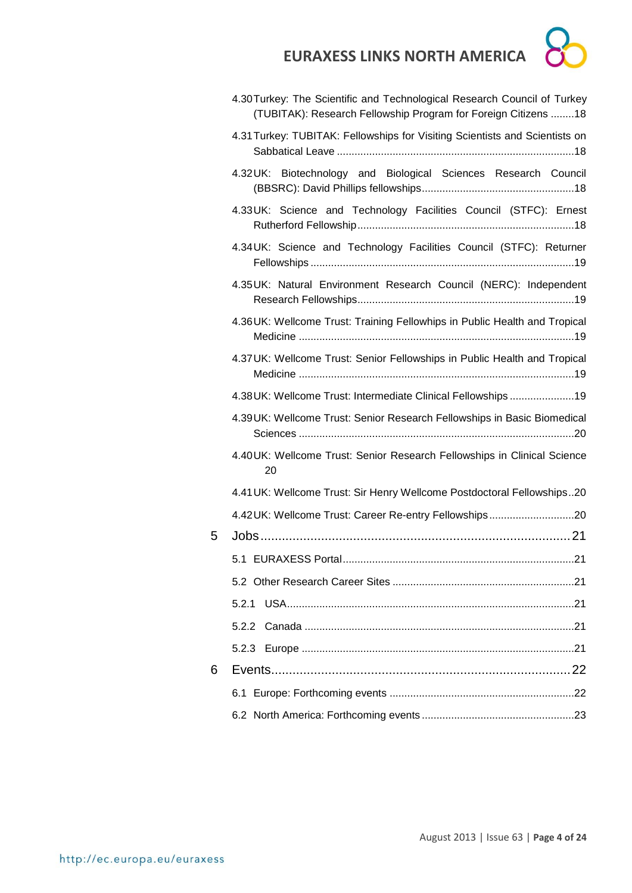4.30 Turkey: The Scientific and Technological Research Council of Turkey (TUBITAK): Research Fellowship Program for Foreign Citizens ........18

4.31 Turkey: TUBITAK: Fellowships for Visiting Scientists and Scientists on Sabbatical Leave ................................................................................18

4.32 UK: Biotechnology and Biological Sciences Research Council (BBSRC): David Phillips fellowships...................................................18

4.33 UK: Science and Technology Facilities Council (STFC): Ernest Rutherford Fellowship.........................................................................18

4.34 UK: Science and Technology Facilities Council (STFC): Returner Fellowships .........................................................................................19

4.35 UK: Natural Environment Research Council (NERC): Independent Research Fellowships.........................................................................19

4.36 UK: Wellcome Trust: Training Fellowhips in Public Health and Tropical Medicine .............................................................................................19

4.37 UK: Wellcome Trust: Senior Fellowships in Public Health and Tropical Medicine .............................................................................................19

4.38 UK: Wellcome Trust: Intermediate Clinical Fellowships ......................19

4.39 UK: Wellcome Trust: Senior Research Fellowships in Basic Biomedical Sciences .............................................................................................20

4.40 UK: Wellcome Trust: Senior Research Fellowships in Clinical Science 20

4.41 UK: Wellcome Trust: Sir Henry Wellcome Postdoctoral Fellowships..20

4.42 UK: Wellcome Trust: Career Re-entry Fellowships .............................20

5 Jobs........................................................................................21

5.1 EURAXESS Portal.............................................................................21

5.2 Other Research Career Sites .............................................................21

5.2.1 USA.................................................................................................21

5.2.2 Canada ...........................................................................................21

5.2.3 Europe ............................................................................................21

6 Events.....................................................................................22

6.1 Europe: Forthcoming events ..............................................................22

6.2 North America: Forthcoming events ....................................................23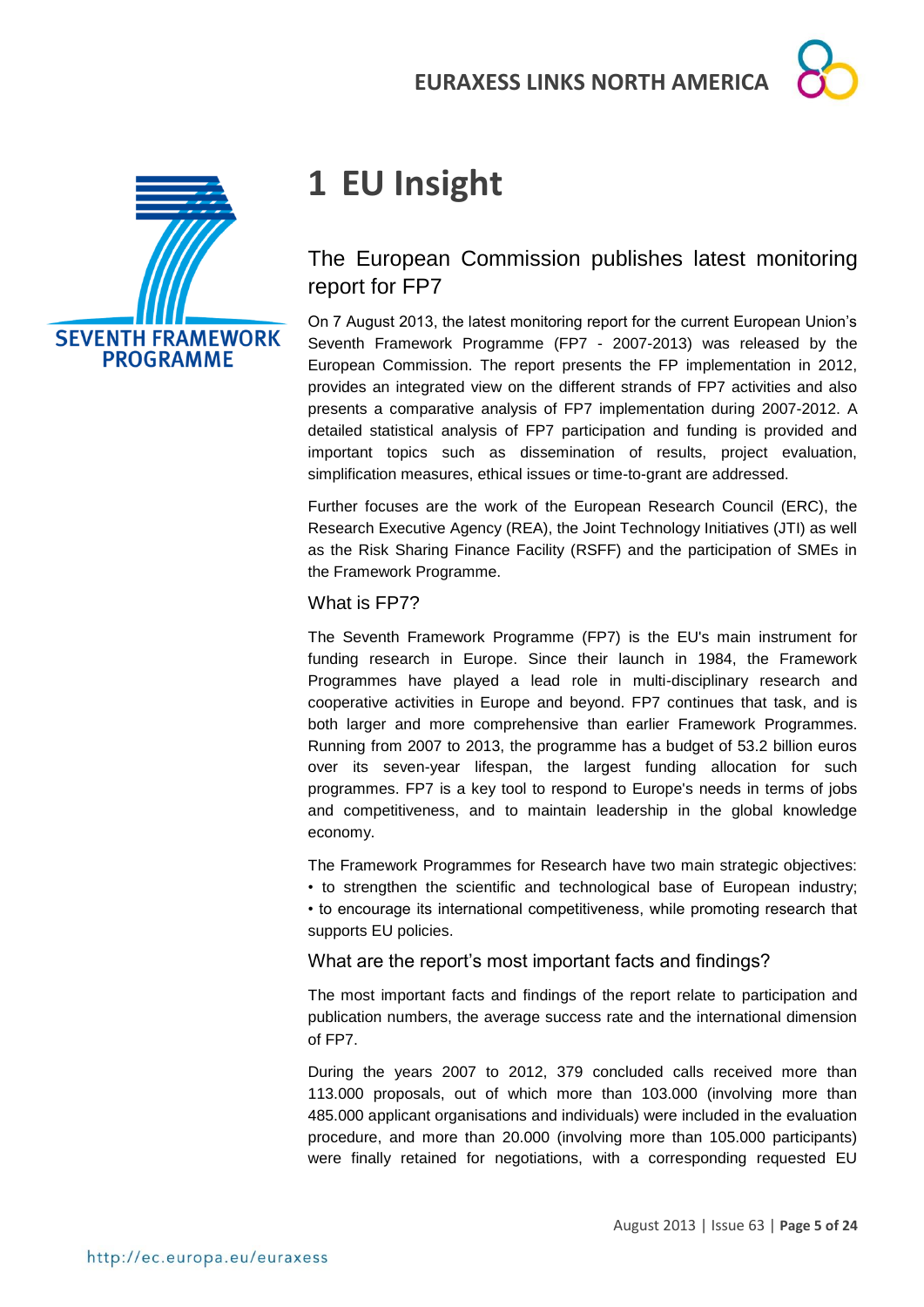# 1 EU Insight

## The European Commission publishes latest monitoring report for FP7

On 7 August 2013, the latest monitoring report for the current European Union's Seventh Framework Programme (FP7 - 2007-2013) was released by the European Commission. The report presents the FP implementation in 2012, provides an integrated view on the different strands of FP7 activities and also presents a comparative analysis of FP7 implementation during 2007-2012. A detailed statistical analysis of FP7 participation and funding is provided and important topics such as dissemination of results, project evaluation, simplification measures, ethical issues or time-to-grant are addressed.

Further focuses are the work of the European Research Council (ERC), the Research Executive Agency (REA), the Joint Technology Initiatives (JTI) as well as the Risk Sharing Finance Facility (RSFF) and the participation of SMEs in the Framework Programme.

### What is FP7?

The Seventh Framework Programme (FP7) is the EU's main instrument for funding research in Europe. Since their launch in 1984, the Framework Programmes have played a lead role in multi-disciplinary research and cooperative activities in Europe and beyond. FP7 continues that task, and is both larger and more comprehensive than earlier Framework Programmes. Running from 2007 to 2013, the programme has a budget of 53.2 billion euros over its seven-year lifespan, the largest funding allocation for such programmes. FP7 is a key tool to respond to Europe's needs in terms of jobs and competitiveness, and to maintain leadership in the global knowledge economy.

The Framework Programmes for Research have two main strategic objectives:
• to strengthen the scientific and technological base of European industry;
• to encourage its international competitiveness, while promoting research that supports EU policies.

### What are the report's most important facts and findings?

The most important facts and findings of the report relate to participation and publication numbers, the average success rate and the international dimension of FP7.

During the years 2007 to 2012, 379 concluded calls received more than 113.000 proposals, out of which more than 103.000 (involving more than 485.000 applicant organisations and individuals) were included in the evaluation procedure, and more than 20.000 (involving more than 105.000 participants) were finally retained for negotiations, with a corresponding requested EU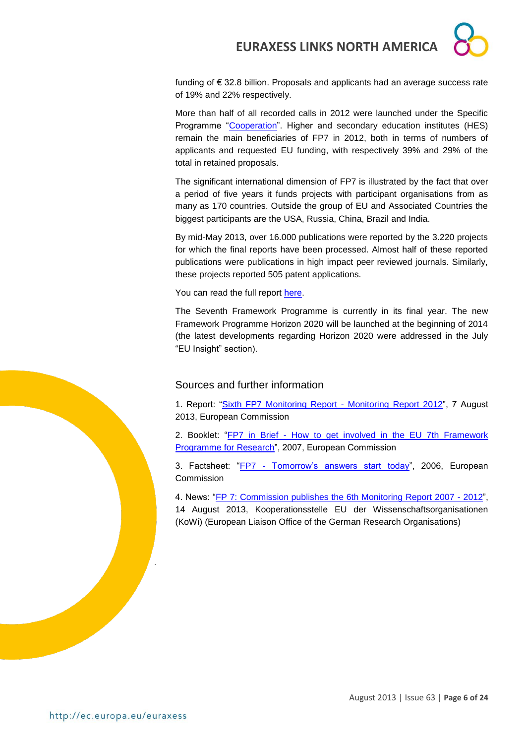funding of € 32.8 billion. Proposals and applicants had an average success rate of 19% and 22% respectively.

More than half of all recorded calls in 2012 were launched under the Specific Programme "Cooperation". Higher and secondary education institutes (HES) remain the main beneficiaries of FP7 in 2012, both in terms of numbers of applicants and requested EU funding, with respectively 39% and 29% of the total in retained proposals.

The significant international dimension of FP7 is illustrated by the fact that over a period of five years it funds projects with participant organisations from as many as 170 countries. Outside the group of EU and Associated Countries the biggest participants are the USA, Russia, China, Brazil and India.

By mid-May 2013, over 16.000 publications were reported by the 3.220 projects for which the final reports have been processed. Almost half of these reported publications were publications in high impact peer reviewed journals. Similarly, these projects reported 505 patent applications.

You can read the full report here.

The Seventh Framework Programme is currently in its final year. The new Framework Programme Horizon 2020 will be launched at the beginning of 2014 (the latest developments regarding Horizon 2020 were addressed in the July "EU Insight" section).

## Sources and further information

1. Report: "Sixth FP7 Monitoring Report - Monitoring Report 2012", 7 August 2013, European Commission

2. Booklet: "FP7 in Brief - How to get involved in the EU 7th Framework Programme for Research", 2007, European Commission

3. Factsheet: "FP7 - Tomorrow's answers start today", 2006, European Commission

4. News: "FP 7: Commission publishes the 6th Monitoring Report 2007 - 2012", 14 August 2013, Kooperationsstelle EU der Wissenschaftsorganisationen (KoWi) (European Liaison Office of the German Research Organisations)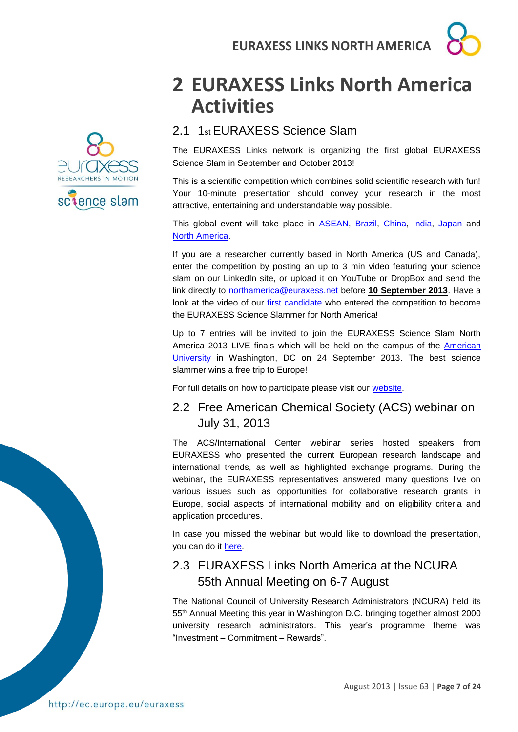# 2 EURAXESS Links North America Activities

## 2.1 1st EURAXESS Science Slam

The EURAXESS Links network is organizing the first global EURAXESS Science Slam in September and October 2013!

This is a scientific competition which combines solid scientific research with fun! Your 10-minute presentation should convey your research in the most attractive, entertaining and understandable way possible.

This global event will take place in ASEAN, Brazil, China, India, Japan and North America.

If you are a researcher currently based in North America (US and Canada), enter the competition by posting an up to 3 min video featuring your science slam on our LinkedIn site, or upload it on YouTube or DropBox and send the link directly to northamerica@euraxess.net before **10 September 2013**. Have a look at the video of our first candidate who entered the competition to become the EURAXESS Science Slammer for North America!

Up to 7 entries will be invited to join the EURAXESS Science Slam North America 2013 LIVE finals which will be held on the campus of the American University in Washington, DC on 24 September 2013. The best science slammer wins a free trip to Europe!

For full details on how to participate please visit our website.

## 2.2 Free American Chemical Society (ACS) webinar on July 31, 2013

The ACS/International Center webinar series hosted speakers from EURAXESS who presented the current European research landscape and international trends, as well as highlighted exchange programs. During the webinar, the EURAXESS representatives answered many questions live on various issues such as opportunities for collaborative research grants in Europe, social aspects of international mobility and on eligibility criteria and application procedures.

In case you missed the webinar but would like to download the presentation, you can do it here.

## 2.3 EURAXESS Links North America at the NCURA 55th Annual Meeting on 6-7 August

The National Council of University Research Administrators (NCURA) held its 55th Annual Meeting this year in Washington D.C. bringing together almost 2000 university research administrators. This year's programme theme was "Investment – Commitment – Rewards".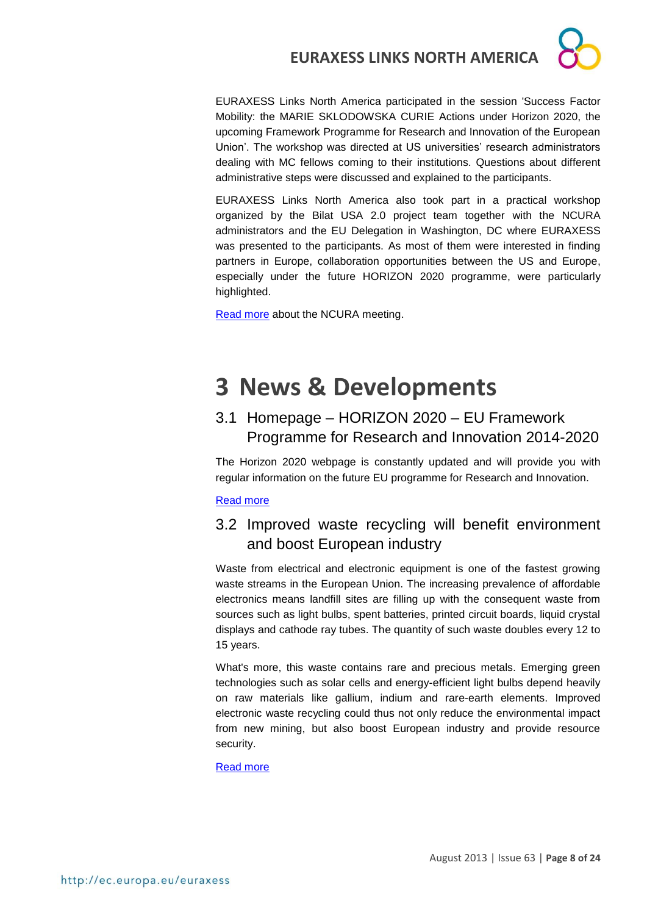EURAXESS Links North America participated in the session 'Success Factor Mobility: the MARIE SKLODOWSKA CURIE Actions under Horizon 2020, the upcoming Framework Programme for Research and Innovation of the European Union'. The workshop was directed at US universities' research administrators dealing with MC fellows coming to their institutions. Questions about different administrative steps were discussed and explained to the participants.

EURAXESS Links North America also took part in a practical workshop organized by the Bilat USA 2.0 project team together with the NCURA administrators and the EU Delegation in Washington, DC where EURAXESS was presented to the participants. As most of them were interested in finding partners in Europe, collaboration opportunities between the US and Europe, especially under the future HORIZON 2020 programme, were particularly highlighted.

Read more about the NCURA meeting.

# 3 News & Developments

## 3.1 Homepage – HORIZON 2020 – EU Framework Programme for Research and Innovation 2014-2020

The Horizon 2020 webpage is constantly updated and will provide you with regular information on the future EU programme for Research and Innovation.

Read more

## 3.2 Improved waste recycling will benefit environment and boost European industry

Waste from electrical and electronic equipment is one of the fastest growing waste streams in the European Union. The increasing prevalence of affordable electronics means landfill sites are filling up with the consequent waste from sources such as light bulbs, spent batteries, printed circuit boards, liquid crystal displays and cathode ray tubes. The quantity of such waste doubles every 12 to 15 years.

What's more, this waste contains rare and precious metals. Emerging green technologies such as solar cells and energy-efficient light bulbs depend heavily on raw materials like gallium, indium and rare-earth elements. Improved electronic waste recycling could thus not only reduce the environmental impact from new mining, but also boost European industry and provide resource security.

Read more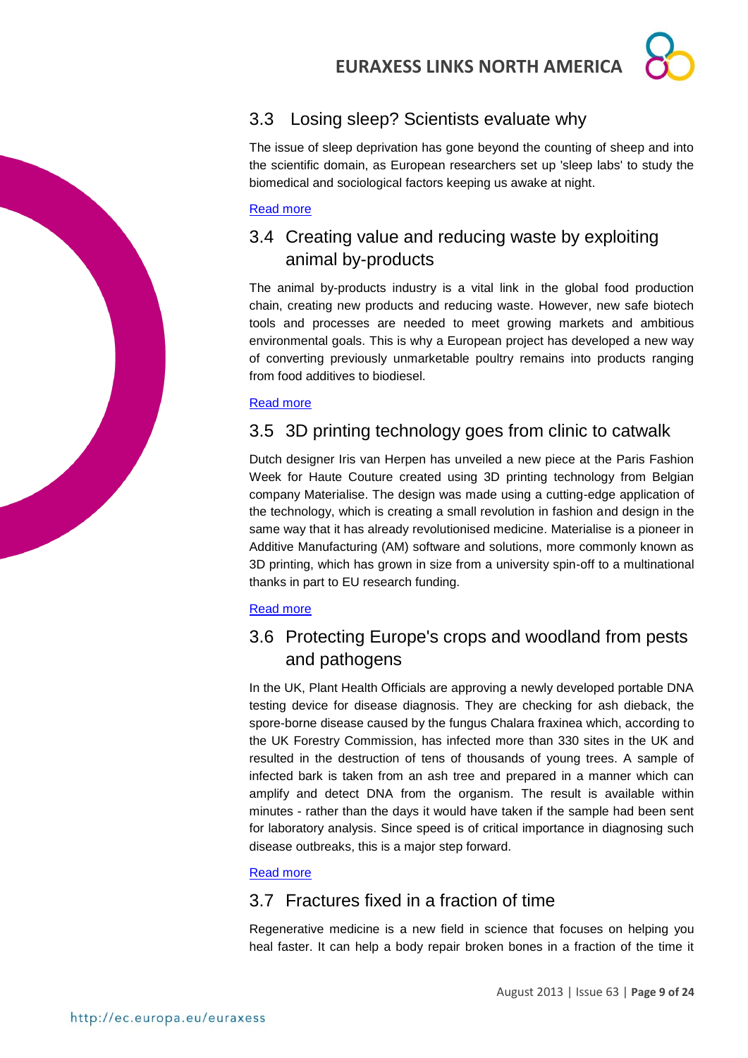## 3.3 Losing sleep? Scientists evaluate why

The issue of sleep deprivation has gone beyond the counting of sheep and into the scientific domain, as European researchers set up 'sleep labs' to study the biomedical and sociological factors keeping us awake at night.

Read more

## 3.4 Creating value and reducing waste by exploiting animal by-products

The animal by-products industry is a vital link in the global food production chain, creating new products and reducing waste. However, new safe biotech tools and processes are needed to meet growing markets and ambitious environmental goals. This is why a European project has developed a new way of converting previously unmarketable poultry remains into products ranging from food additives to biodiesel.

Read more

## 3.5 3D printing technology goes from clinic to catwalk

Dutch designer Iris van Herpen has unveiled a new piece at the Paris Fashion Week for Haute Couture created using 3D printing technology from Belgian company Materialise. The design was made using a cutting-edge application of the technology, which is creating a small revolution in fashion and design in the same way that it has already revolutionised medicine. Materialise is a pioneer in Additive Manufacturing (AM) software and solutions, more commonly known as 3D printing, which has grown in size from a university spin-off to a multinational thanks in part to EU research funding.

Read more

## 3.6 Protecting Europe's crops and woodland from pests and pathogens

In the UK, Plant Health Officials are approving a newly developed portable DNA testing device for disease diagnosis. They are checking for ash dieback, the spore-borne disease caused by the fungus Chalara fraxinea which, according to the UK Forestry Commission, has infected more than 330 sites in the UK and resulted in the destruction of tens of thousands of young trees. A sample of infected bark is taken from an ash tree and prepared in a manner which can amplify and detect DNA from the organism. The result is available within minutes - rather than the days it would have taken if the sample had been sent for laboratory analysis. Since speed is of critical importance in diagnosing such disease outbreaks, this is a major step forward.

Read more

## 3.7 Fractures fixed in a fraction of time

Regenerative medicine is a new field in science that focuses on helping you heal faster. It can help a body repair broken bones in a fraction of the time it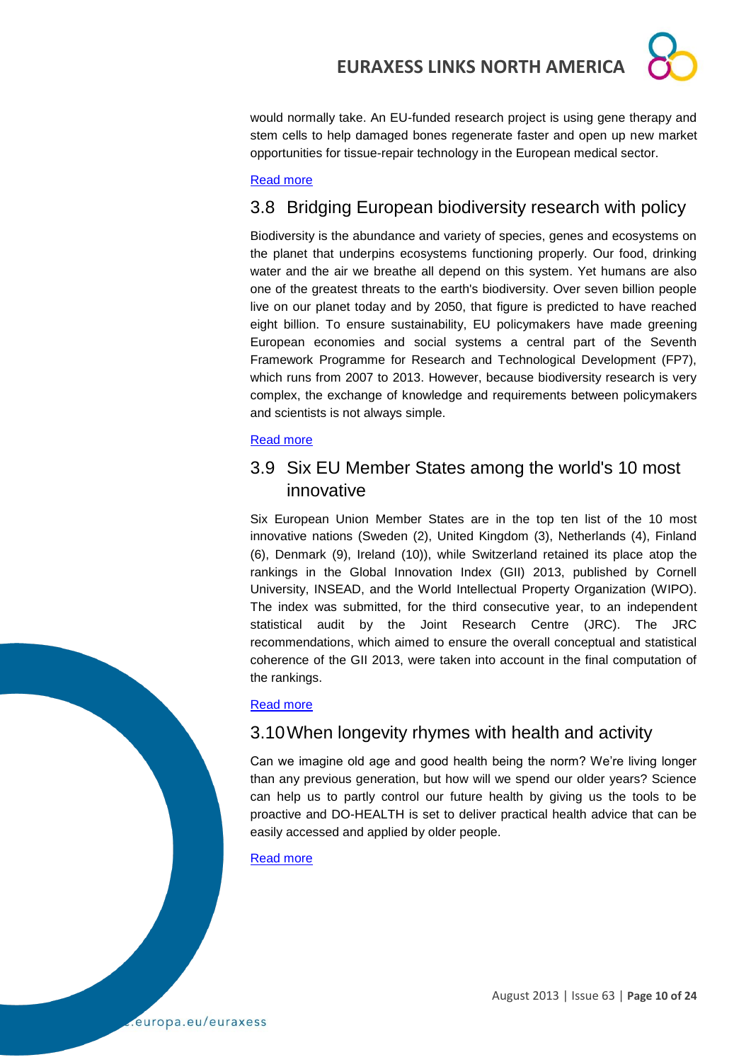would normally take. An EU-funded research project is using gene therapy and stem cells to help damaged bones regenerate faster and open up new market opportunities for tissue-repair technology in the European medical sector.

Read more

## 3.8 Bridging European biodiversity research with policy

Biodiversity is the abundance and variety of species, genes and ecosystems on the planet that underpins ecosystems functioning properly. Our food, drinking water and the air we breathe all depend on this system. Yet humans are also one of the greatest threats to the earth's biodiversity. Over seven billion people live on our planet today and by 2050, that figure is predicted to have reached eight billion. To ensure sustainability, EU policymakers have made greening European economies and social systems a central part of the Seventh Framework Programme for Research and Technological Development (FP7), which runs from 2007 to 2013. However, because biodiversity research is very complex, the exchange of knowledge and requirements between policymakers and scientists is not always simple.

Read more

## 3.9 Six EU Member States among the world's 10 most innovative

Six European Union Member States are in the top ten list of the 10 most innovative nations (Sweden (2), United Kingdom (3), Netherlands (4), Finland (6), Denmark (9), Ireland (10)), while Switzerland retained its place atop the rankings in the Global Innovation Index (GII) 2013, published by Cornell University, INSEAD, and the World Intellectual Property Organization (WIPO). The index was submitted, for the third consecutive year, to an independent statistical audit by the Joint Research Centre (JRC). The JRC recommendations, which aimed to ensure the overall conceptual and statistical coherence of the GII 2013, were taken into account in the final computation of the rankings.

Read more

## 3.10 When longevity rhymes with health and activity

Can we imagine old age and good health being the norm? We're living longer than any previous generation, but how will we spend our older years? Science can help us to partly control our future health by giving us the tools to be proactive and DO-HEALTH is set to deliver practical health advice that can be easily accessed and applied by older people.

Read more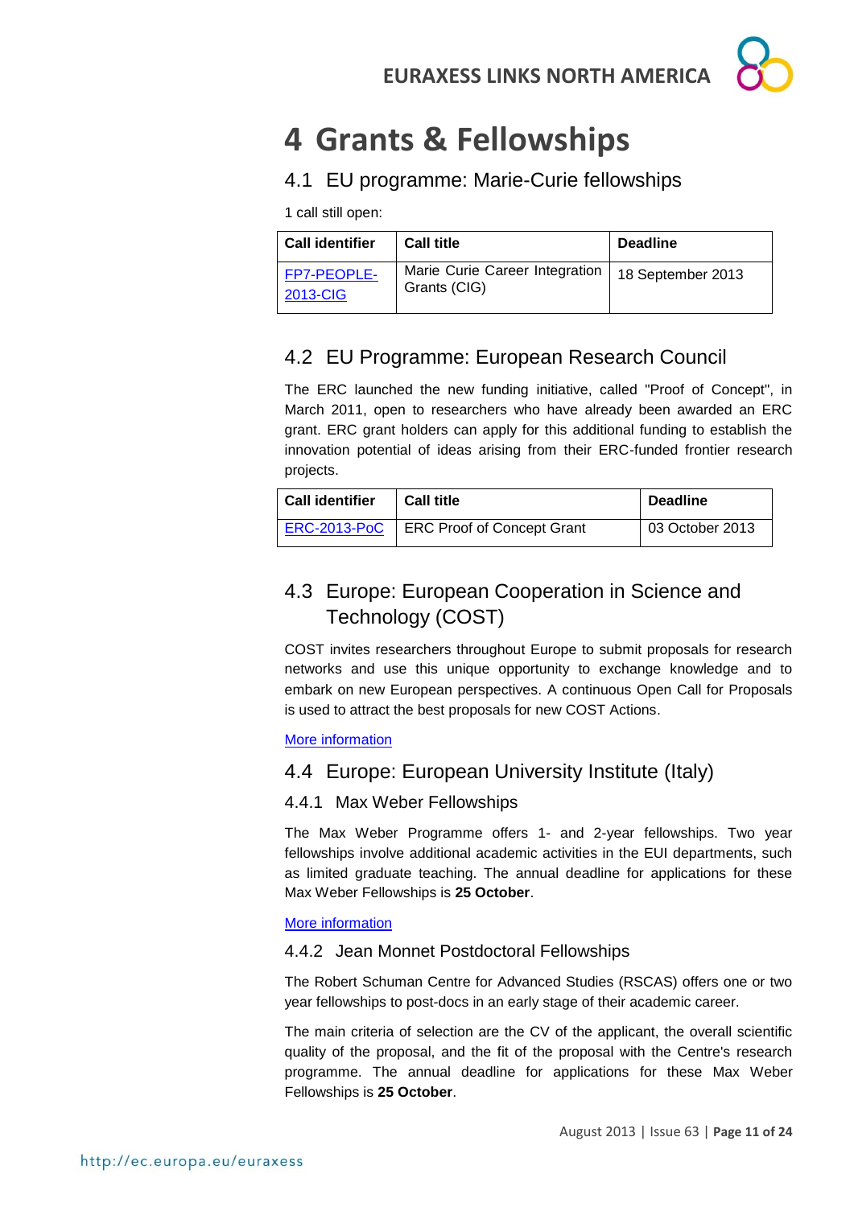# 4 Grants & Fellowships

## 4.1 EU programme: Marie-Curie fellowships

1 call still open:

| Call identifier | Call title | Deadline |
|---|---|---|
| FP7-PEOPLE-2013-CIG | Marie Curie Career Integration Grants (CIG) | 18 September 2013 |

## 4.2 EU Programme: European Research Council

The ERC launched the new funding initiative, called "Proof of Concept", in March 2011, open to researchers who have already been awarded an ERC grant. ERC grant holders can apply for this additional funding to establish the innovation potential of ideas arising from their ERC-funded frontier research projects.

| Call identifier | Call title | Deadline |
|---|---|---|
| ERC-2013-PoC | ERC Proof of Concept Grant | 03 October 2013 |

## 4.3 Europe: European Cooperation in Science and Technology (COST)

COST invites researchers throughout Europe to submit proposals for research networks and use this unique opportunity to exchange knowledge and to embark on new European perspectives. A continuous Open Call for Proposals is used to attract the best proposals for new COST Actions.

More information

## 4.4 Europe: European University Institute (Italy)

### 4.4.1 Max Weber Fellowships

The Max Weber Programme offers 1- and 2-year fellowships. Two year fellowships involve additional academic activities in the EUI departments, such as limited graduate teaching. The annual deadline for applications for these Max Weber Fellowships is **25 October**.

More information

### 4.4.2 Jean Monnet Postdoctoral Fellowships

The Robert Schuman Centre for Advanced Studies (RSCAS) offers one or two year fellowships to post-docs in an early stage of their academic career.

The main criteria of selection are the CV of the applicant, the overall scientific quality of the proposal, and the fit of the proposal with the Centre's research programme. The annual deadline for applications for these Max Weber Fellowships is **25 October**.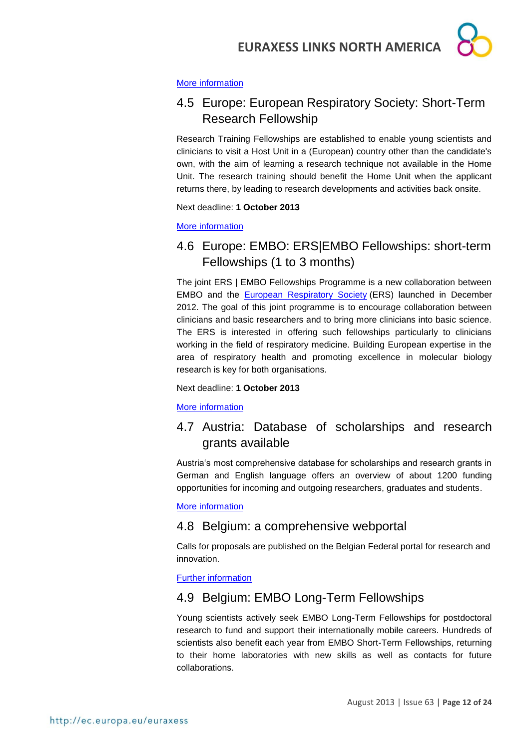[More information](#)

## 4.5 Europe: European Respiratory Society: Short-Term Research Fellowship

Research Training Fellowships are established to enable young scientists and clinicians to visit a Host Unit in a (European) country other than the candidate's own, with the aim of learning a research technique not available in the Home Unit. The research training should benefit the Home Unit when the applicant returns there, by leading to research developments and activities back onsite.

Next deadline: **1 October 2013**

[More information](#)

## 4.6 Europe: EMBO: ERS|EMBO Fellowships: short-term Fellowships (1 to 3 months)

The joint ERS | EMBO Fellowships Programme is a new collaboration between EMBO and the [European Respiratory Society](#) (ERS) launched in December 2012. The goal of this joint programme is to encourage collaboration between clinicians and basic researchers and to bring more clinicians into basic science. The ERS is interested in offering such fellowships particularly to clinicians working in the field of respiratory medicine. Building European expertise in the area of respiratory health and promoting excellence in molecular biology research is key for both organisations.

Next deadline: **1 October 2013**

[More information](#)

## 4.7 Austria: Database of scholarships and research grants available

Austria's most comprehensive database for scholarships and research grants in German and English language offers an overview of about 1200 funding opportunities for incoming and outgoing researchers, graduates and students.

[More information](#)

## 4.8 Belgium: a comprehensive webportal

Calls for proposals are published on the Belgian Federal portal for research and innovation.

[Further information](#)

## 4.9 Belgium: EMBO Long-Term Fellowships

Young scientists actively seek EMBO Long-Term Fellowships for postdoctoral research to fund and support their internationally mobile careers. Hundreds of scientists also benefit each year from EMBO Short-Term Fellowships, returning to their home laboratories with new skills as well as contacts for future collaborations.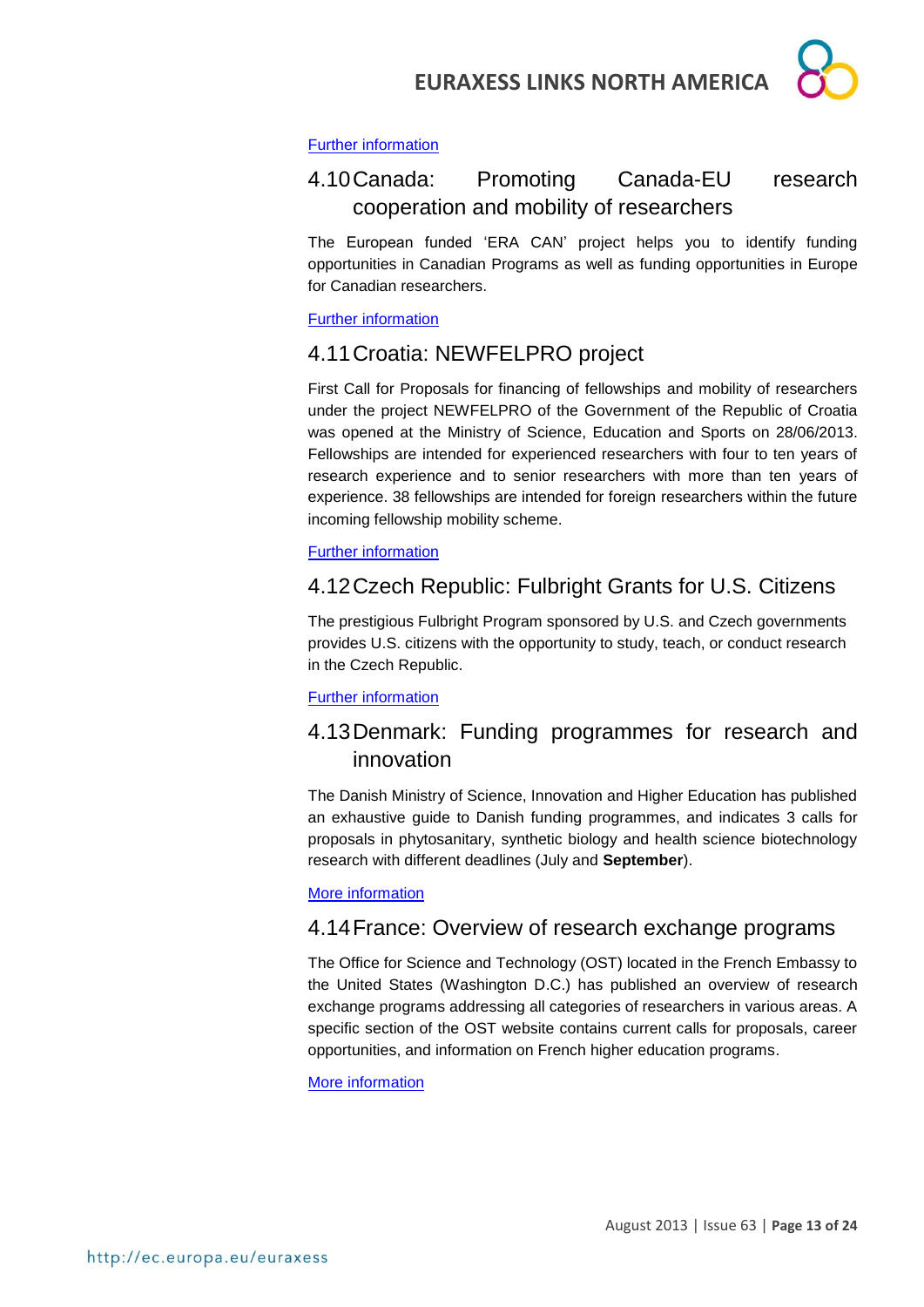[Further information]

## 4.10 Canada: Promoting Canada-EU research cooperation and mobility of researchers

The European funded 'ERA CAN' project helps you to identify funding opportunities in Canadian Programs as well as funding opportunities in Europe for Canadian researchers.

[Further information]

## 4.11 Croatia: NEWFELPRO project

First Call for Proposals for financing of fellowships and mobility of researchers under the project NEWFELPRO of the Government of the Republic of Croatia was opened at the Ministry of Science, Education and Sports on 28/06/2013. Fellowships are intended for experienced researchers with four to ten years of research experience and to senior researchers with more than ten years of experience. 38 fellowships are intended for foreign researchers within the future incoming fellowship mobility scheme.

[Further information]

## 4.12 Czech Republic: Fulbright Grants for U.S. Citizens

The prestigious Fulbright Program sponsored by U.S. and Czech governments provides U.S. citizens with the opportunity to study, teach, or conduct research in the Czech Republic.

[Further information]

## 4.13 Denmark: Funding programmes for research and innovation

The Danish Ministry of Science, Innovation and Higher Education has published an exhaustive guide to Danish funding programmes, and indicates 3 calls for proposals in phytosanitary, synthetic biology and health science biotechnology research with different deadlines (July and **September**).

[More information]

## 4.14 France: Overview of research exchange programs

The Office for Science and Technology (OST) located in the French Embassy to the United States (Washington D.C.) has published an overview of research exchange programs addressing all categories of researchers in various areas. A specific section of the OST website contains current calls for proposals, career opportunities, and information on French higher education programs.

[More information]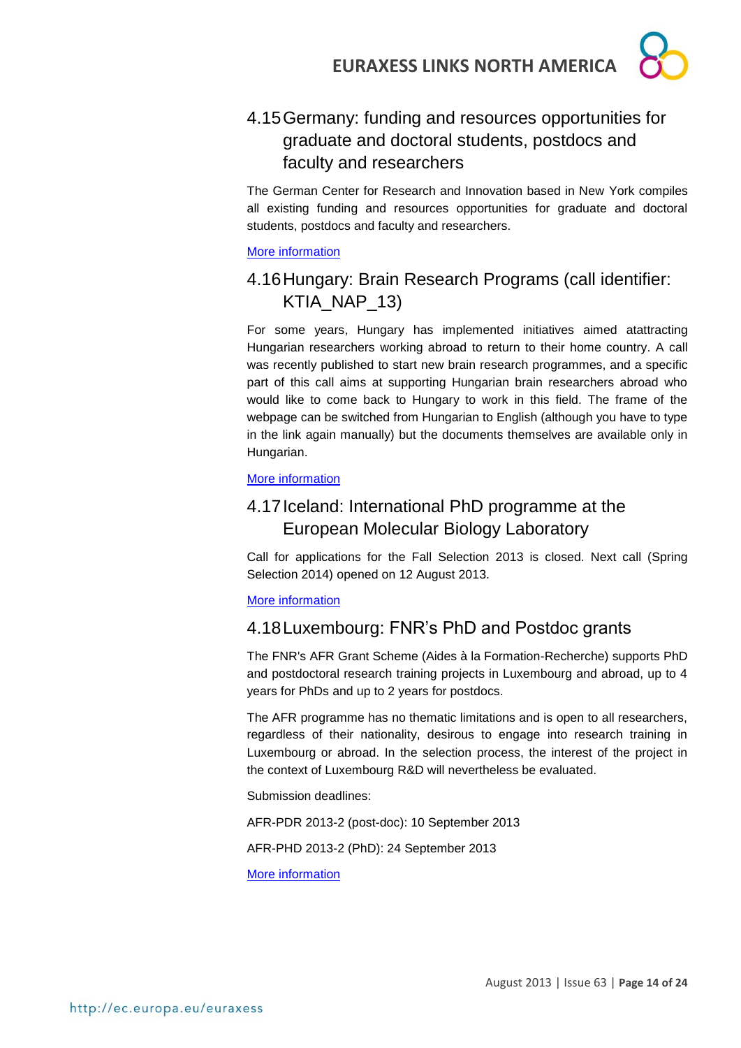## 4.15 Germany: funding and resources opportunities for graduate and doctoral students, postdocs and faculty and researchers

The German Center for Research and Innovation based in New York compiles all existing funding and resources opportunities for graduate and doctoral students, postdocs and faculty and researchers.

More information

## 4.16 Hungary: Brain Research Programs (call identifier: KTIA_NAP_13)

For some years, Hungary has implemented initiatives aimed atattracting Hungarian researchers working abroad to return to their home country. A call was recently published to start new brain research programmes, and a specific part of this call aims at supporting Hungarian brain researchers abroad who would like to come back to Hungary to work in this field. The frame of the webpage can be switched from Hungarian to English (although you have to type in the link again manually) but the documents themselves are available only in Hungarian.

More information

## 4.17 Iceland: International PhD programme at the European Molecular Biology Laboratory

Call for applications for the Fall Selection 2013 is closed. Next call (Spring Selection 2014) opened on 12 August 2013.

More information

## 4.18 Luxembourg: FNR's PhD and Postdoc grants

The FNR's AFR Grant Scheme (Aides à la Formation-Recherche) supports PhD and postdoctoral research training projects in Luxembourg and abroad, up to 4 years for PhDs and up to 2 years for postdocs.

The AFR programme has no thematic limitations and is open to all researchers, regardless of their nationality, desirous to engage into research training in Luxembourg or abroad. In the selection process, the interest of the project in the context of Luxembourg R&D will nevertheless be evaluated.

Submission deadlines:

AFR-PDR 2013-2 (post-doc): 10 September 2013

AFR-PHD 2013-2 (PhD): 24 September 2013

More information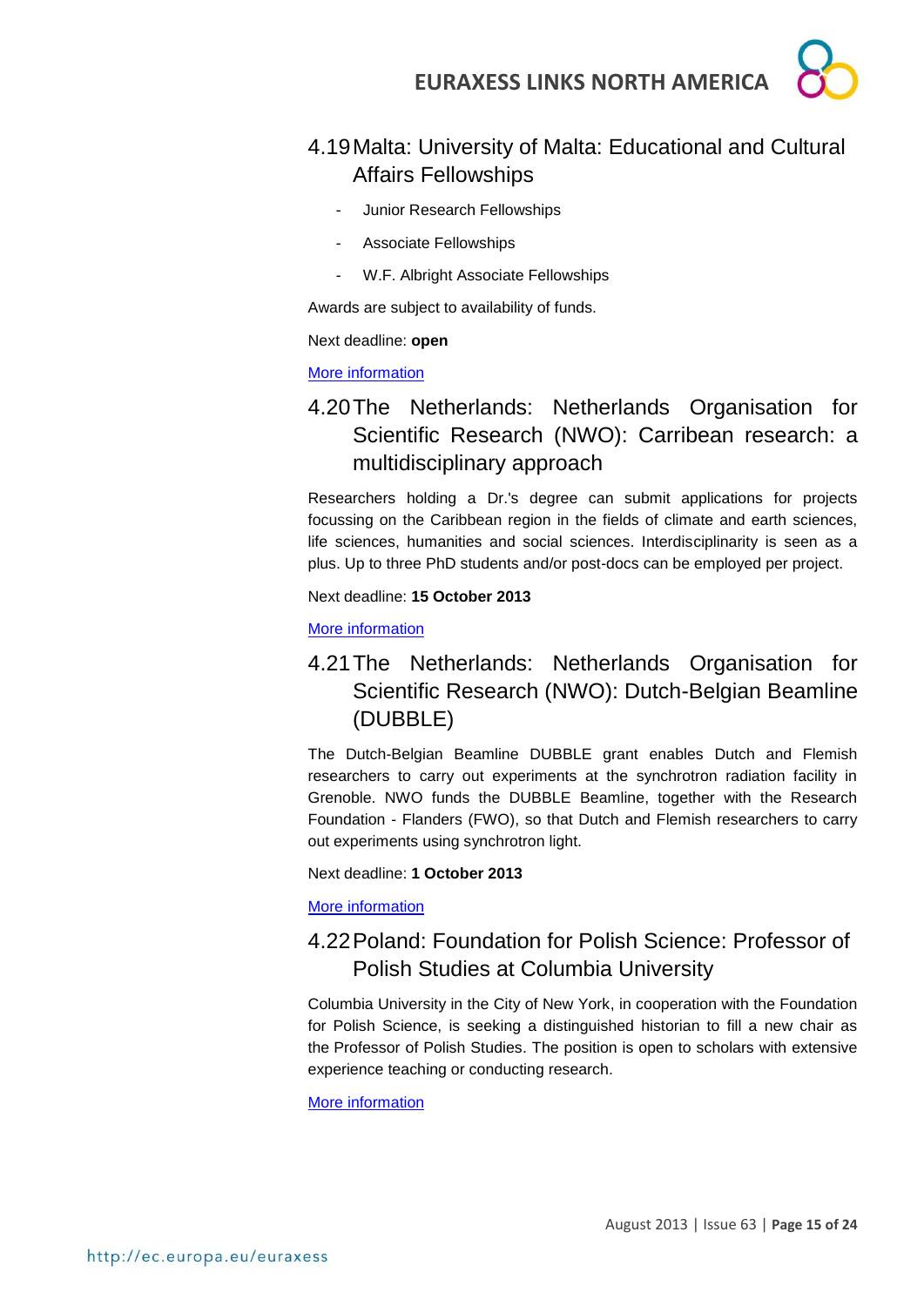## 4.19 Malta: University of Malta: Educational and Cultural Affairs Fellowships

- Junior Research Fellowships
- Associate Fellowships
- W.F. Albright Associate Fellowships

Awards are subject to availability of funds.

Next deadline: **open**

More information

## 4.20 The Netherlands: Netherlands Organisation for Scientific Research (NWO): Carribean research: a multidisciplinary approach

Researchers holding a Dr.'s degree can submit applications for projects focussing on the Caribbean region in the fields of climate and earth sciences, life sciences, humanities and social sciences. Interdisciplinarity is seen as a plus. Up to three PhD students and/or post-docs can be employed per project.

Next deadline: **15 October 2013**

More information

## 4.21 The Netherlands: Netherlands Organisation for Scientific Research (NWO): Dutch-Belgian Beamline (DUBBLE)

The Dutch-Belgian Beamline DUBBLE grant enables Dutch and Flemish researchers to carry out experiments at the synchrotron radiation facility in Grenoble. NWO funds the DUBBLE Beamline, together with the Research Foundation - Flanders (FWO), so that Dutch and Flemish researchers to carry out experiments using synchrotron light.

Next deadline: **1 October 2013**

More information

## 4.22 Poland: Foundation for Polish Science: Professor of Polish Studies at Columbia University

Columbia University in the City of New York, in cooperation with the Foundation for Polish Science, is seeking a distinguished historian to fill a new chair as the Professor of Polish Studies. The position is open to scholars with extensive experience teaching or conducting research.

More information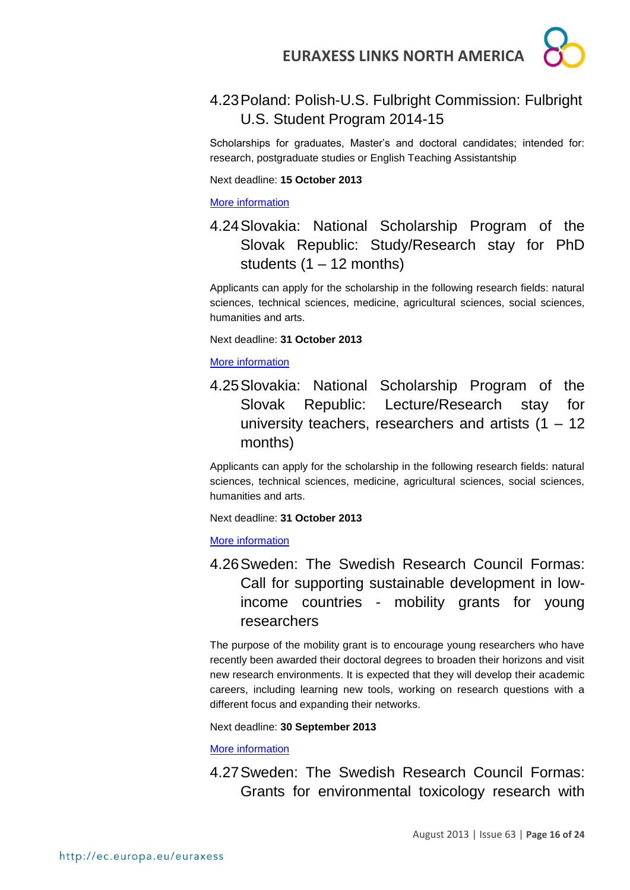### 4.23 Poland: Polish-U.S. Fulbright Commission: Fulbright U.S. Student Program 2014-15

Scholarships for graduates, Master's and doctoral candidates; intended for: research, postgraduate studies or English Teaching Assistantship

Next deadline: **15 October 2013**

More information

### 4.24 Slovakia: National Scholarship Program of the Slovak Republic: Study/Research stay for PhD students (1 – 12 months)

Applicants can apply for the scholarship in the following research fields: natural sciences, technical sciences, medicine, agricultural sciences, social sciences, humanities and arts.

Next deadline: **31 October 2013**

More information

### 4.25 Slovakia: National Scholarship Program of the Slovak Republic: Lecture/Research stay for university teachers, researchers and artists (1 – 12 months)

Applicants can apply for the scholarship in the following research fields: natural sciences, technical sciences, medicine, agricultural sciences, social sciences, humanities and arts.

Next deadline: **31 October 2013**

More information

### 4.26 Sweden: The Swedish Research Council Formas: Call for supporting sustainable development in low-income countries - mobility grants for young researchers

The purpose of the mobility grant is to encourage young researchers who have recently been awarded their doctoral degrees to broaden their horizons and visit new research environments. It is expected that they will develop their academic careers, including learning new tools, working on research questions with a different focus and expanding their networks.

Next deadline: **30 September 2013**

More information

### 4.27 Sweden: The Swedish Research Council Formas: Grants for environmental toxicology research with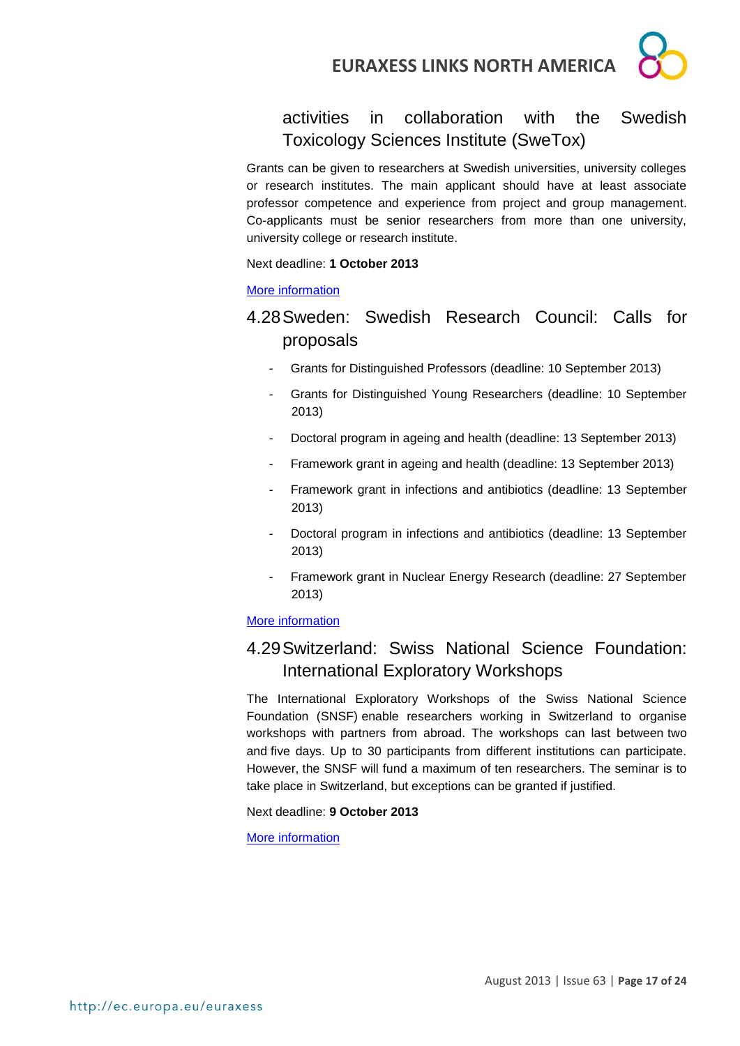activities in collaboration with the Swedish Toxicology Sciences Institute (SweTox)

Grants can be given to researchers at Swedish universities, university colleges or research institutes. The main applicant should have at least associate professor competence and experience from project and group management. Co-applicants must be senior researchers from more than one university, university college or research institute.

Next deadline: **1 October 2013**

More information

## 4.28 Sweden: Swedish Research Council: Calls for proposals

- Grants for Distinguished Professors (deadline: 10 September 2013)
- Grants for Distinguished Young Researchers (deadline: 10 September 2013)
- Doctoral program in ageing and health (deadline: 13 September 2013)
- Framework grant in ageing and health (deadline: 13 September 2013)
- Framework grant in infections and antibiotics (deadline: 13 September 2013)
- Doctoral program in infections and antibiotics (deadline: 13 September 2013)
- Framework grant in Nuclear Energy Research (deadline: 27 September 2013)

More information

## 4.29 Switzerland: Swiss National Science Foundation: International Exploratory Workshops

The International Exploratory Workshops of the Swiss National Science Foundation (SNSF) enable researchers working in Switzerland to organise workshops with partners from abroad. The workshops can last between two and five days. Up to 30 participants from different institutions can participate. However, the SNSF will fund a maximum of ten researchers. The seminar is to take place in Switzerland, but exceptions can be granted if justified.

Next deadline: **9 October 2013**

More information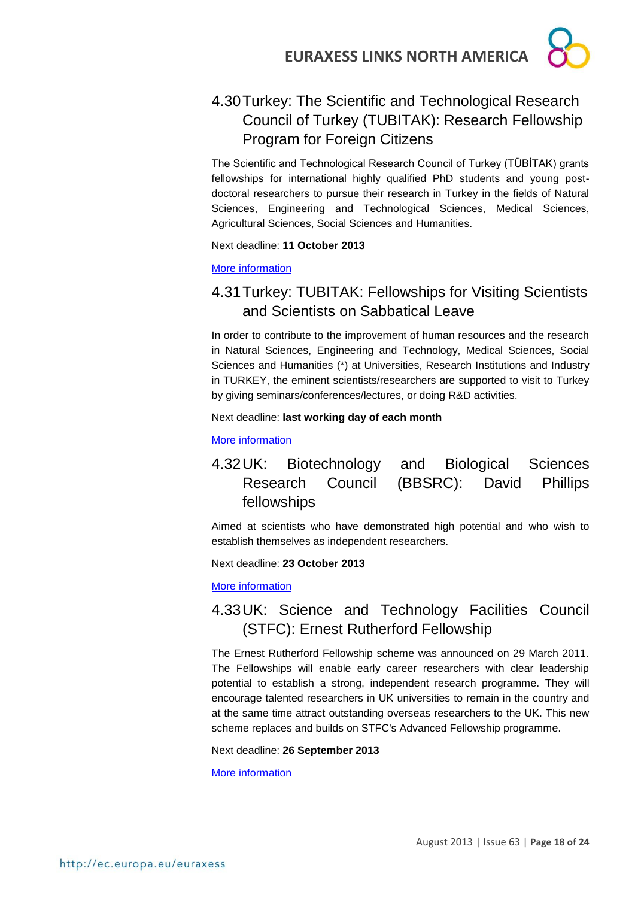## 4.30 Turkey: The Scientific and Technological Research Council of Turkey (TUBITAK): Research Fellowship Program for Foreign Citizens

The Scientific and Technological Research Council of Turkey (TÜBİTAK) grants fellowships for international highly qualified PhD students and young post-doctoral researchers to pursue their research in Turkey in the fields of Natural Sciences, Engineering and Technological Sciences, Medical Sciences, Agricultural Sciences, Social Sciences and Humanities.

Next deadline: **11 October 2013**

More information

## 4.31 Turkey: TUBITAK: Fellowships for Visiting Scientists and Scientists on Sabbatical Leave

In order to contribute to the improvement of human resources and the research in Natural Sciences, Engineering and Technology, Medical Sciences, Social Sciences and Humanities (*) at Universities, Research Institutions and Industry in TURKEY, the eminent scientists/researchers are supported to visit to Turkey by giving seminars/conferences/lectures, or doing R&D activities.

Next deadline: **last working day of each month**

More information

## 4.32 UK: Biotechnology and Biological Sciences Research Council (BBSRC): David Phillips fellowships

Aimed at scientists who have demonstrated high potential and who wish to establish themselves as independent researchers.

Next deadline: **23 October 2013**

More information

## 4.33 UK: Science and Technology Facilities Council (STFC): Ernest Rutherford Fellowship

The Ernest Rutherford Fellowship scheme was announced on 29 March 2011. The Fellowships will enable early career researchers with clear leadership potential to establish a strong, independent research programme. They will encourage talented researchers in UK universities to remain in the country and at the same time attract outstanding overseas researchers to the UK. This new scheme replaces and builds on STFC's Advanced Fellowship programme.

Next deadline: **26 September 2013**

More information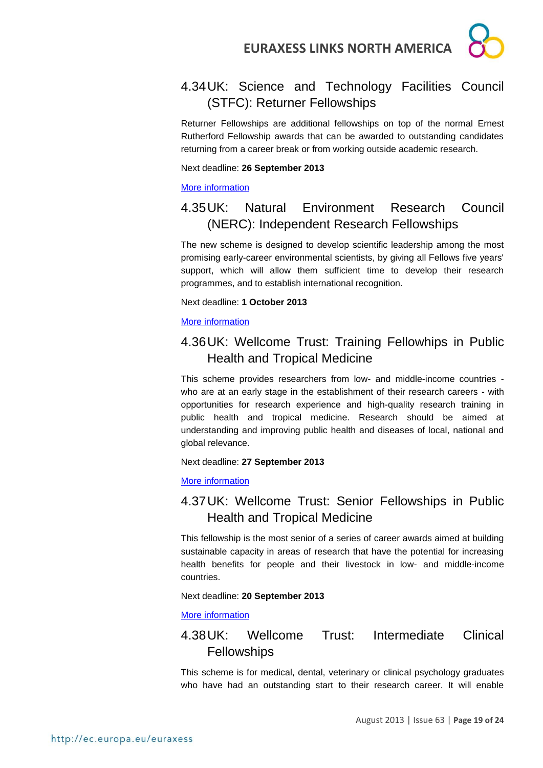## 4.34 UK: Science and Technology Facilities Council (STFC): Returner Fellowships

Returner Fellowships are additional fellowships on top of the normal Ernest Rutherford Fellowship awards that can be awarded to outstanding candidates returning from a career break or from working outside academic research.

Next deadline: **26 September 2013**

More information

## 4.35 UK: Natural Environment Research Council (NERC): Independent Research Fellowships

The new scheme is designed to develop scientific leadership among the most promising early-career environmental scientists, by giving all Fellows five years' support, which will allow them sufficient time to develop their research programmes, and to establish international recognition.

Next deadline: **1 October 2013**

More information

## 4.36 UK: Wellcome Trust: Training Fellowhips in Public Health and Tropical Medicine

This scheme provides researchers from low- and middle-income countries - who are at an early stage in the establishment of their research careers - with opportunities for research experience and high-quality research training in public health and tropical medicine. Research should be aimed at understanding and improving public health and diseases of local, national and global relevance.

Next deadline: **27 September 2013**

More information

## 4.37 UK: Wellcome Trust: Senior Fellowships in Public Health and Tropical Medicine

This fellowship is the most senior of a series of career awards aimed at building sustainable capacity in areas of research that have the potential for increasing health benefits for people and their livestock in low- and middle-income countries.

Next deadline: **20 September 2013**

More information

## 4.38 UK: Wellcome Trust: Intermediate Clinical Fellowships

This scheme is for medical, dental, veterinary or clinical psychology graduates who have had an outstanding start to their research career. It will enable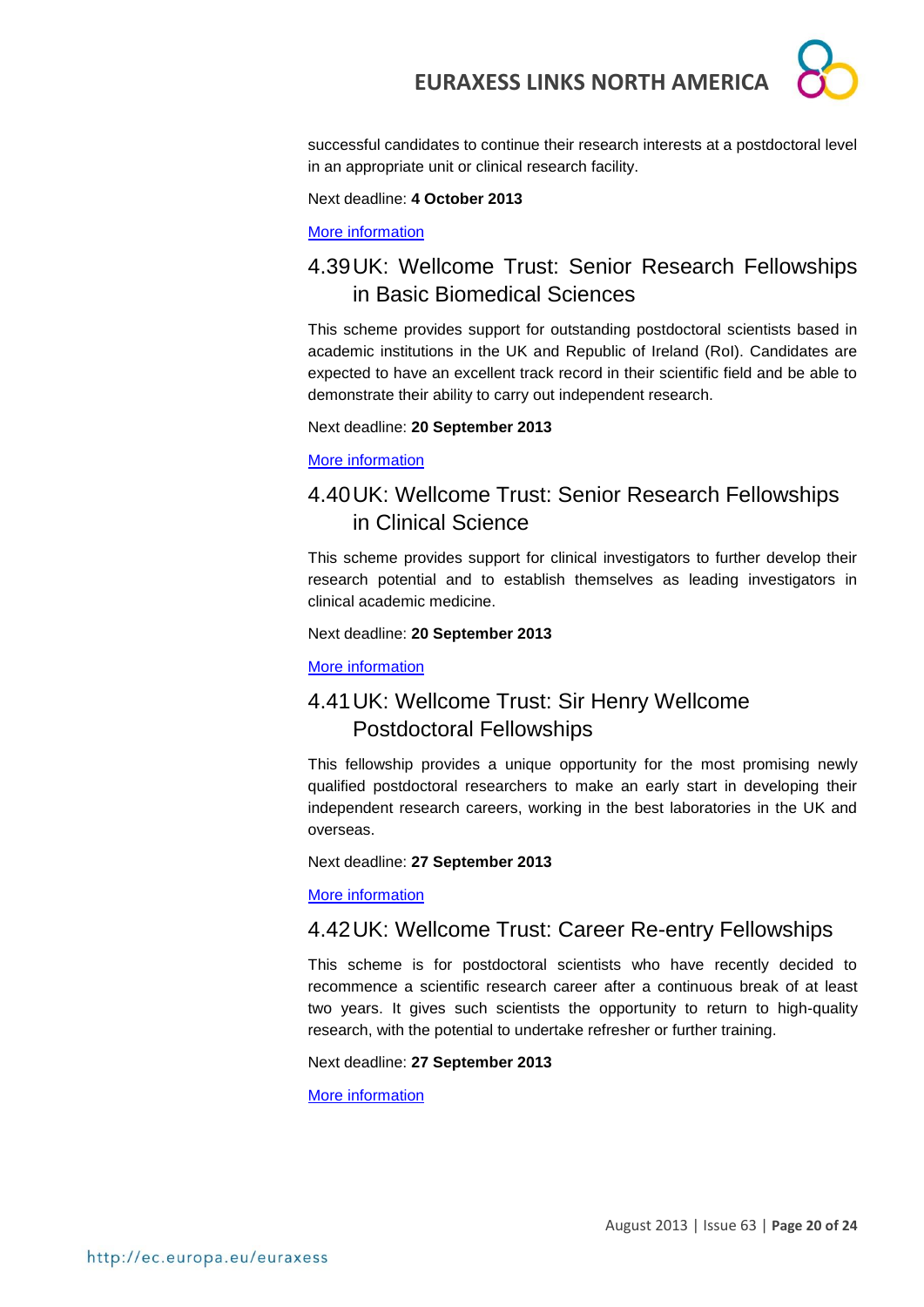successful candidates to continue their research interests at a postdoctoral level in an appropriate unit or clinical research facility.

Next deadline: **4 October 2013**

More information

### 4.39 UK: Wellcome Trust: Senior Research Fellowships in Basic Biomedical Sciences

This scheme provides support for outstanding postdoctoral scientists based in academic institutions in the UK and Republic of Ireland (RoI). Candidates are expected to have an excellent track record in their scientific field and be able to demonstrate their ability to carry out independent research.

Next deadline: **20 September 2013**

More information

### 4.40 UK: Wellcome Trust: Senior Research Fellowships in Clinical Science

This scheme provides support for clinical investigators to further develop their research potential and to establish themselves as leading investigators in clinical academic medicine.

Next deadline: **20 September 2013**

More information

### 4.41 UK: Wellcome Trust: Sir Henry Wellcome Postdoctoral Fellowships

This fellowship provides a unique opportunity for the most promising newly qualified postdoctoral researchers to make an early start in developing their independent research careers, working in the best laboratories in the UK and overseas.

Next deadline: **27 September 2013**

More information

### 4.42 UK: Wellcome Trust: Career Re-entry Fellowships

This scheme is for postdoctoral scientists who have recently decided to recommence a scientific research career after a continuous break of at least two years. It gives such scientists the opportunity to return to high-quality research, with the potential to undertake refresher or further training.

Next deadline: **27 September 2013**

More information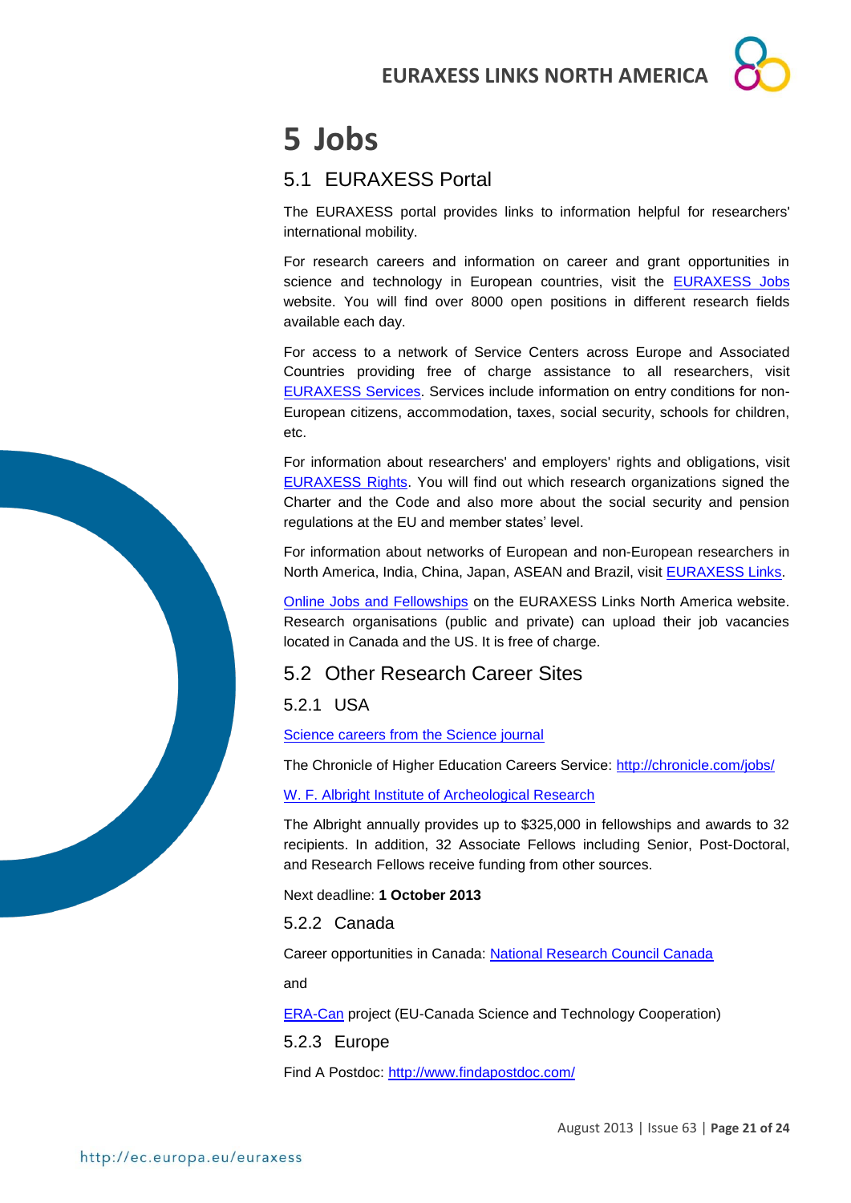# 5 Jobs

## 5.1 EURAXESS Portal

The EURAXESS portal provides links to information helpful for researchers' international mobility.

For research careers and information on career and grant opportunities in science and technology in European countries, visit the EURAXESS Jobs website. You will find over 8000 open positions in different research fields available each day.

For access to a network of Service Centers across Europe and Associated Countries providing free of charge assistance to all researchers, visit EURAXESS Services. Services include information on entry conditions for non-European citizens, accommodation, taxes, social security, schools for children, etc.

For information about researchers' and employers' rights and obligations, visit EURAXESS Rights. You will find out which research organizations signed the Charter and the Code and also more about the social security and pension regulations at the EU and member states' level.

For information about networks of European and non-European researchers in North America, India, China, Japan, ASEAN and Brazil, visit EURAXESS Links.

Online Jobs and Fellowships on the EURAXESS Links North America website. Research organisations (public and private) can upload their job vacancies located in Canada and the US. It is free of charge.

## 5.2 Other Research Career Sites

### 5.2.1 USA

Science careers from the Science journal

The Chronicle of Higher Education Careers Service: http://chronicle.com/jobs/

W. F. Albright Institute of Archeological Research

The Albright annually provides up to $325,000 in fellowships and awards to 32 recipients. In addition, 32 Associate Fellows including Senior, Post-Doctoral, and Research Fellows receive funding from other sources.

Next deadline: **1 October 2013**

### 5.2.2 Canada

Career opportunities in Canada: National Research Council Canada

and

ERA-Can project (EU-Canada Science and Technology Cooperation)

### 5.2.3 Europe

Find A Postdoc: http://www.findapostdoc.com/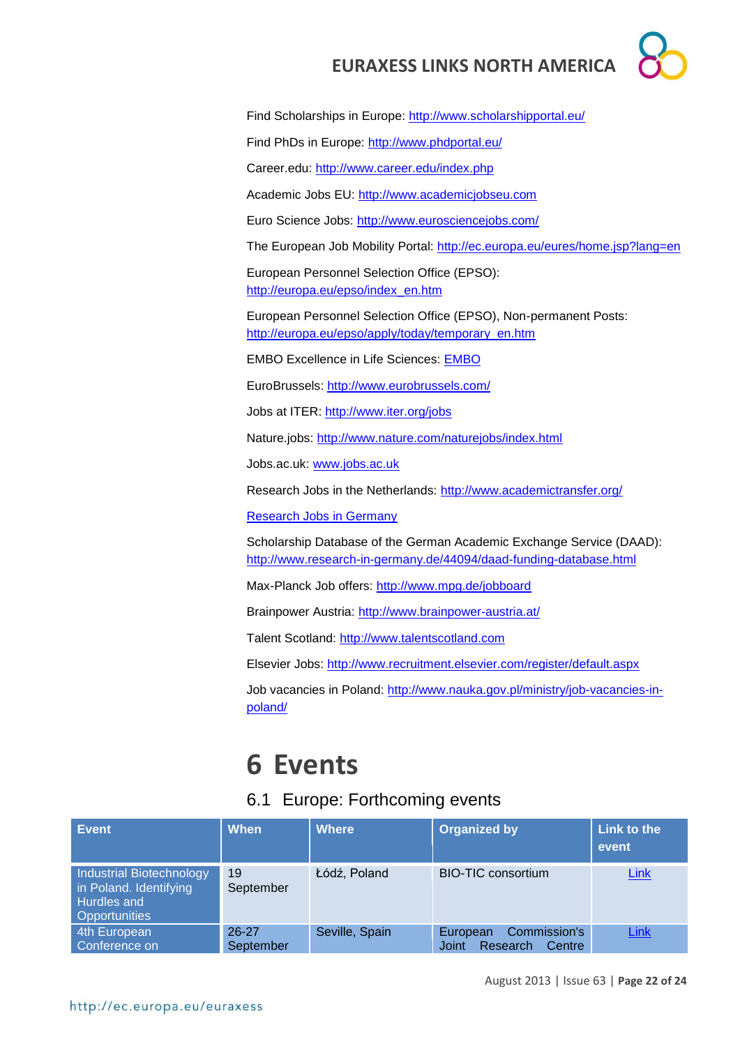Find Scholarships in Europe: http://www.scholarshipportal.eu/

Find PhDs in Europe: http://www.phdportal.eu/

Career.edu: http://www.career.edu/index.php

Academic Jobs EU: http://www.academicjobseu.com

Euro Science Jobs: http://www.eurosciencejobs.com/

The European Job Mobility Portal: http://ec.europa.eu/eures/home.jsp?lang=en

European Personnel Selection Office (EPSO): http://europa.eu/epso/index_en.htm

European Personnel Selection Office (EPSO), Non-permanent Posts: http://europa.eu/epso/apply/today/temporary_en.htm

EMBO Excellence in Life Sciences: EMBO

EuroBrussels: http://www.eurobrussels.com/

Jobs at ITER: http://www.iter.org/jobs

Nature.jobs: http://www.nature.com/naturejobs/index.html

Jobs.ac.uk: www.jobs.ac.uk

Research Jobs in the Netherlands: http://www.academictransfer.org/

Research Jobs in Germany

Scholarship Database of the German Academic Exchange Service (DAAD): http://www.research-in-germany.de/44094/daad-funding-database.html

Max-Planck Job offers: http://www.mpg.de/jobboard

Brainpower Austria: http://www.brainpower-austria.at/

Talent Scotland: http://www.talentscotland.com

Elsevier Jobs: http://www.recruitment.elsevier.com/register/default.aspx

Job vacancies in Poland: http://www.nauka.gov.pl/ministry/job-vacancies-in-poland/

# 6 Events

## 6.1 Europe: Forthcoming events

| Event | When | Where | Organized by | Link to the event |
|---|---|---|---|---|
| Industrial Biotechnology in Poland. Identifying Hurdles and Opportunities | 19 September | Łódź, Poland | BIO-TIC consortium | Link |
| 4th European Conference on | 26-27 September | Seville, Spain | European Commission's Joint Research Centre | Link |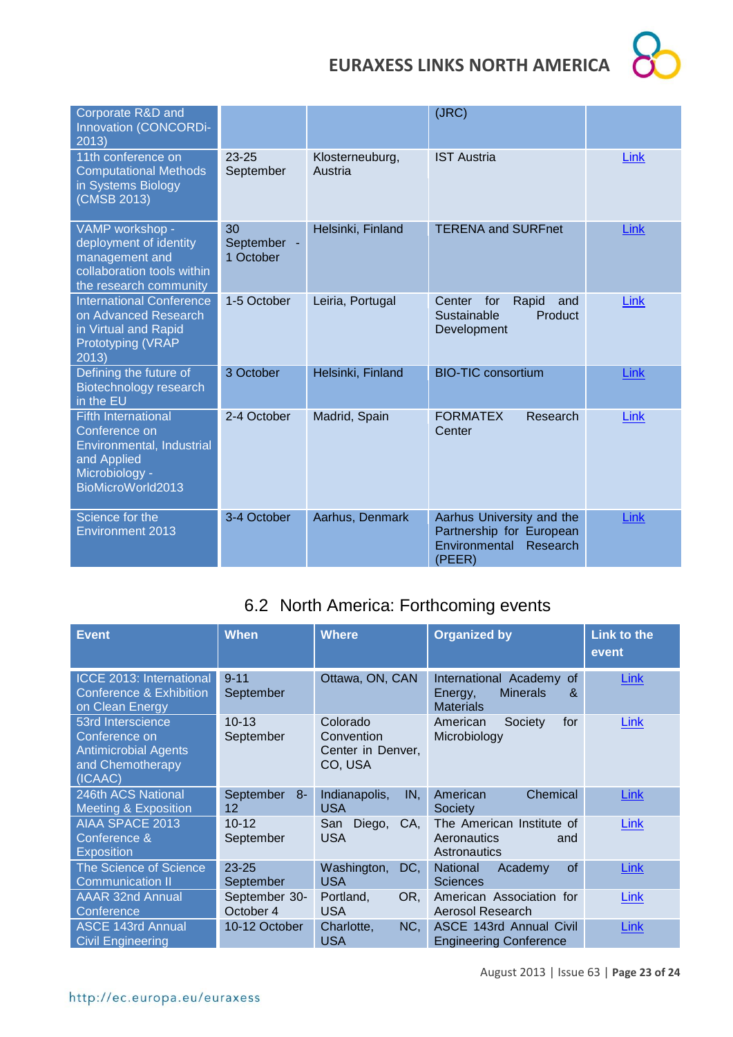| | | | | |
|---|---|---|---|---|
| Corporate R&D and Innovation (CONCORDi-2013) | | | (JRC) | |
| 11th conference on Computational Methods in Systems Biology (CMSB 2013) | 23-25 September | Klosterneuburg, Austria | IST Austria | Link |
| VAMP workshop - deployment of identity management and collaboration tools within the research community | 30 September - 1 October | Helsinki, Finland | TERENA and SURFnet | Link |
| International Conference on Advanced Research in Virtual and Rapid Prototyping (VRAP 2013) | 1-5 October | Leiria, Portugal | Center for Rapid and Sustainable Product Development | Link |
| Defining the future of Biotechnology research in the EU | 3 October | Helsinki, Finland | BIO-TIC consortium | Link |
| Fifth International Conference on Environmental, Industrial and Applied Microbiology - BioMicroWorld2013 | 2-4 October | Madrid, Spain | FORMATEX Research Center | Link |
| Science for the Environment 2013 | 3-4 October | Aarhus, Denmark | Aarhus University and the Partnership for European Environmental Research (PEER) | Link |

## 6.2 North America: Forthcoming events

| Event | When | Where | Organized by | Link to the event |
|---|---|---|---|---|
| ICCE 2013: International Conference & Exhibition on Clean Energy | 9-11 September | Ottawa, ON, CAN | International Academy of Energy, Minerals & Materials | Link |
| 53rd Interscience Conference on Antimicrobial Agents and Chemotherapy (ICAAC) | 10-13 September | Colorado Convention Center in Denver, CO, USA | American Society for Microbiology | Link |
| 246th ACS National Meeting & Exposition | September 8-12 | Indianapolis, IN, USA | American Chemical Society | Link |
| AIAA SPACE 2013 Conference & Exposition | 10-12 September | San Diego, CA, USA | The American Institute of Aeronautics and Astronautics | Link |
| The Science of Science Communication II | 23-25 September | Washington, DC, USA | National Academy of Sciences | Link |
| AAAR 32nd Annual Conference | September 30-October 4 | Portland, OR, USA | American Association for Aerosol Research | Link |
| ASCE 143rd Annual Civil Engineering | 10-12 October | Charlotte, NC, USA | ASCE 143rd Annual Civil Engineering Conference | Link |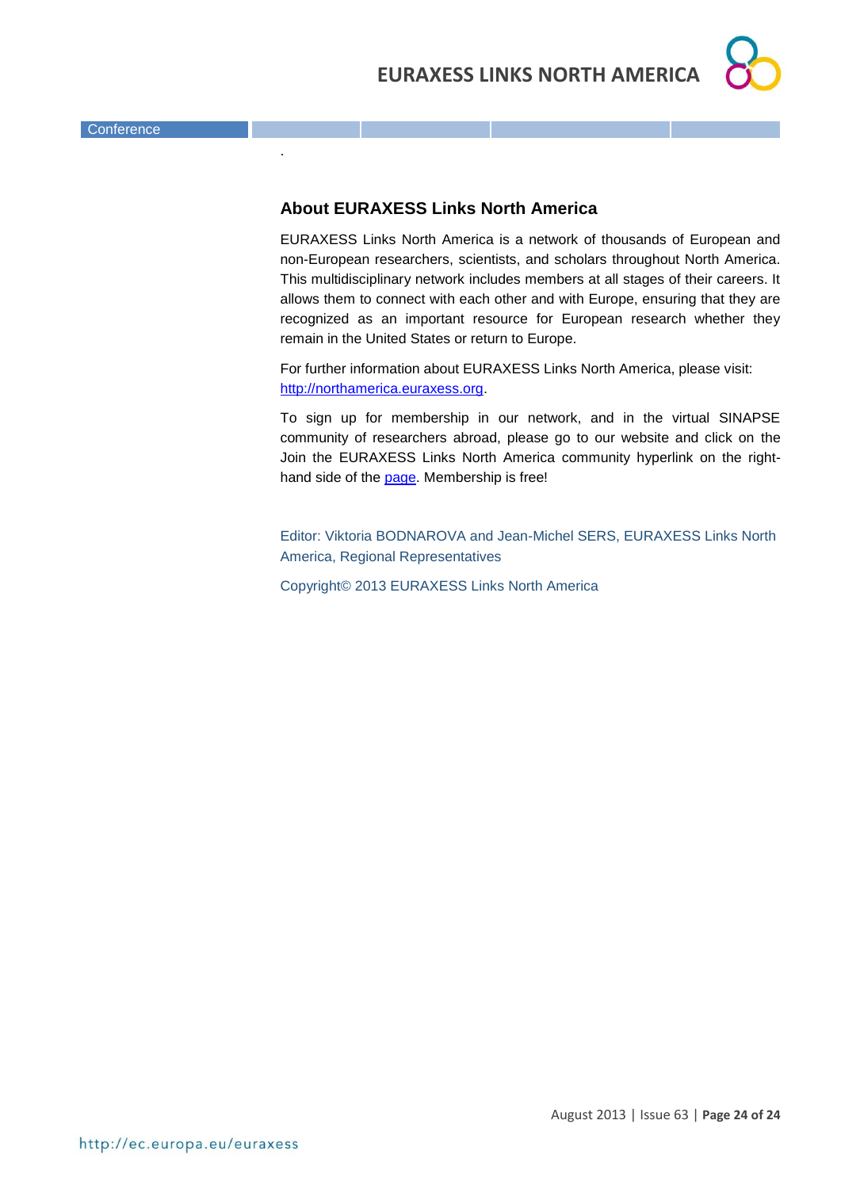## About EURAXESS Links North America

EURAXESS Links North America is a network of thousands of European and non-European researchers, scientists, and scholars throughout North America. This multidisciplinary network includes members at all stages of their careers. It allows them to connect with each other and with Europe, ensuring that they are recognized as an important resource for European research whether they remain in the United States or return to Europe.

For further information about EURAXESS Links North America, please visit: [http://northamerica.euraxess.org](http://northamerica.euraxess.org).

To sign up for membership in our network, and in the virtual SINAPSE community of researchers abroad, please go to our website and click on the Join the EURAXESS Links North America community hyperlink on the right-hand side of the page. Membership is free!

Editor: Viktoria BODNAROVA and Jean-Michel SERS, EURAXESS Links North America, Regional Representatives

Copyright© 2013 EURAXESS Links North America